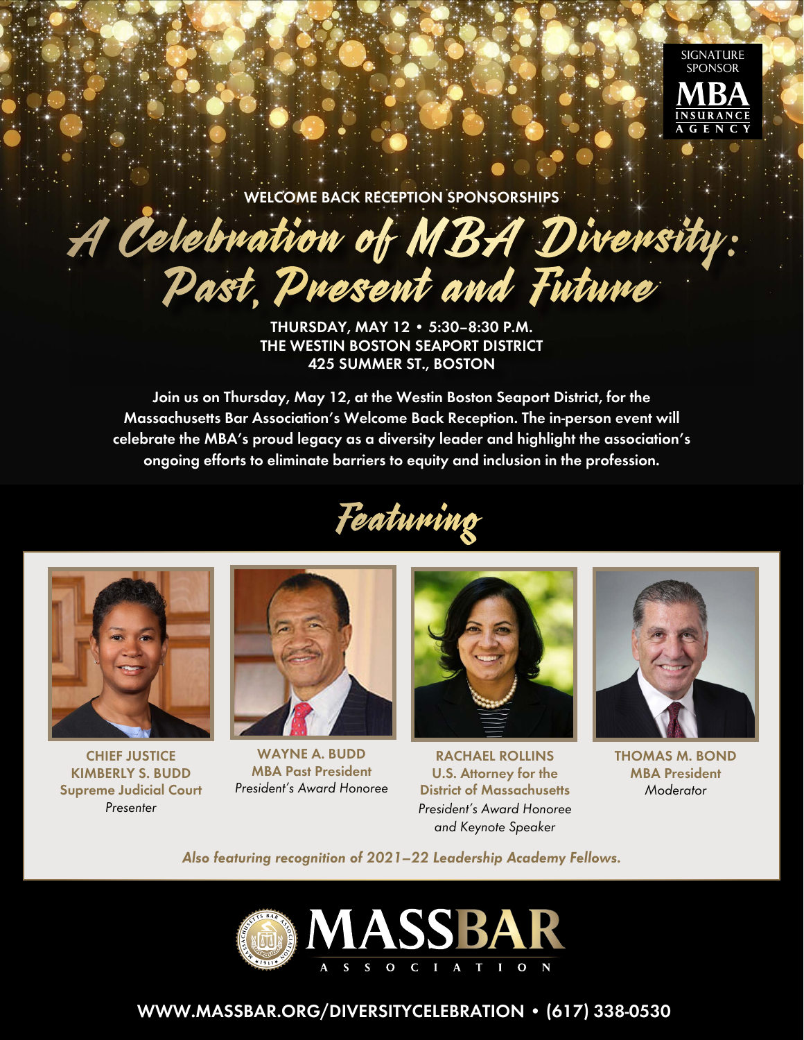SIGNATURE SPONSOR

MBA INSURANCE AGENCY

WELCOME BACK RECEPTION SPONSORSHIPS

# A Celebration of MBA Diversity: Past, Present and Future

**THURSDAY, MAY 12 • 5:30–8:30 P.M.**
**THE WESTIN BOSTON SEAPORT DISTRICT**
**425 SUMMER ST., BOSTON**

Join us on Thursday, May 12, at the Westin Boston Seaport District, for the Massachusetts Bar Association's Welcome Back Reception. The in-person event will celebrate the MBA's proud legacy as a diversity leader and highlight the association's ongoing efforts to eliminate barriers to equity and inclusion in the profession.

## Featuring

**CHIEF JUSTICE KIMBERLY S. BUDD**
**Supreme Judicial Court**
*Presenter*

**WAYNE A. BUDD**
**MBA Past President**
*President's Award Honoree*

**RACHAEL ROLLINS**
**U.S. Attorney for the District of Massachusetts**
*President's Award Honoree and Keynote Speaker*

**THOMAS M. BOND**
**MBA President**
*Moderator*

***Also featuring recognition of 2021–22 Leadership Academy Fellows.***

MASSBAR ASSOCIATION

WWW.MASSBAR.ORG/DIVERSITYCELEBRATION • (617) 338-0530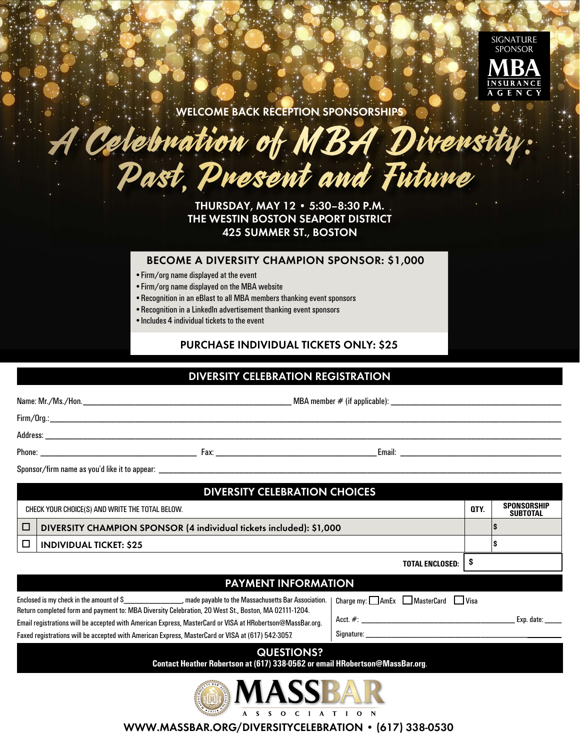SIGNATURE SPONSOR

MBA INSURANCE AGENCY

WELCOME BACK RECEPTION SPONSORSHIPS

# A Celebration of MBA Diversity: Past, Present and Future

THURSDAY, MAY 12 • 5:30–8:30 P.M.
THE WESTIN BOSTON SEAPORT DISTRICT
425 SUMMER ST., BOSTON

## BECOME A DIVERSITY CHAMPION SPONSOR: $1,000

- Firm/org name displayed at the event
- Firm/org name displayed on the MBA website
- Recognition in an eBlast to all MBA members thanking event sponsors
- Recognition in a LinkedIn advertisement thanking event sponsors
- Includes 4 individual tickets to the event

## PURCHASE INDIVIDUAL TICKETS ONLY: $25

## DIVERSITY CELEBRATION REGISTRATION

Name: Mr./Ms./Hon.____________________ MBA member # (if applicable): ____________________

Firm/Org.:____________________

Address: ____________________

Phone: ____________________ Fax: ____________________ Email: ____________________

Sponsor/firm name as you'd like it to appear: ____________________

## DIVERSITY CELEBRATION CHOICES

| CHECK YOUR CHOICE(S) AND WRITE THE TOTAL BELOW. | | QTY. | SPONSORSHIP SUBTOTAL |
|---|---|---|---|
| ☐ | DIVERSITY CHAMPION SPONSOR (4 individual tickets included): $1,000 | | $ |
| ☐ | INDIVIDUAL TICKET: $25 | | $ |
| | TOTAL ENCLOSED: | | $ |

## PAYMENT INFORMATION

Enclosed is my check in the amount of $________, made payable to the Massachusetts Bar Association.
Return completed form and payment to: MBA Diversity Celebration, 20 West St., Boston, MA 02111-1204.
Email registrations will be accepted with American Express, MasterCard or VISA at HRobertson@MassBar.org.
Faxed registrations will be accepted with American Express, MasterCard or VISA at (617) 542-3057.

Charge my: ☐ AmEx ☐ MasterCard ☐ Visa

Acct. #: ____________________ Exp. date: _____

Signature: ____________________

## QUESTIONS?

**Contact Heather Robertson at (617) 338-0562 or email HRobertson@MassBar.org.**

MASSBAR ASSOCIATION

WWW.MASSBAR.ORG/DIVERSITYCELEBRATION • (617) 338-0530